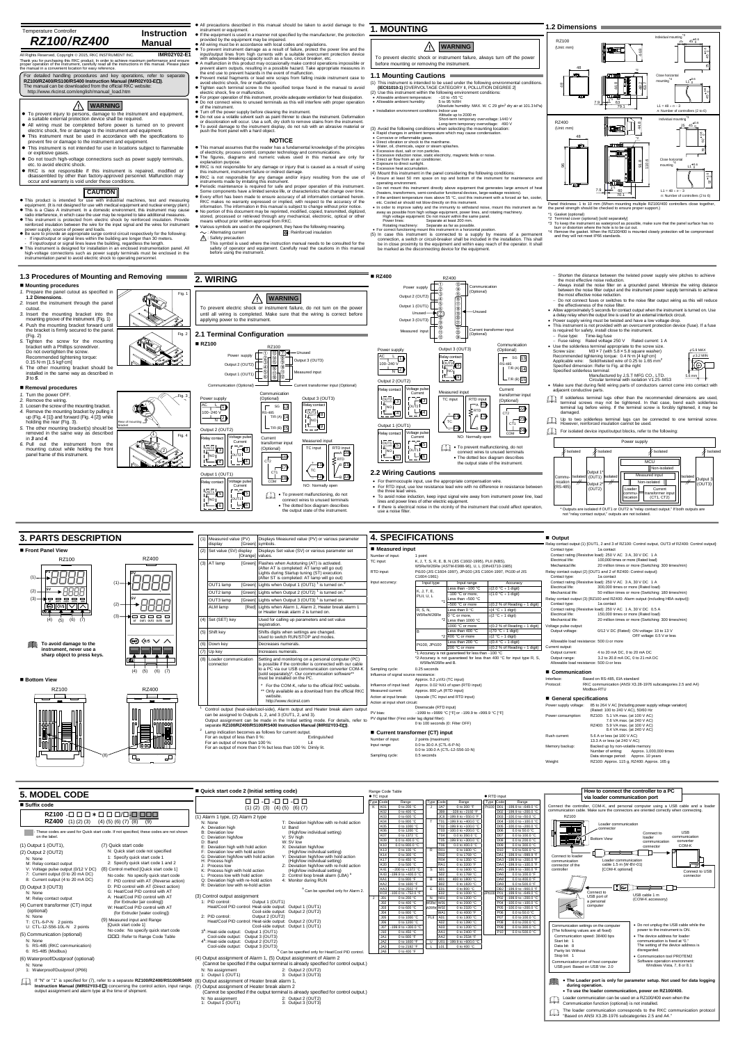Temperature Controller

# RZ100/RZ400 Instruction Manual

All Rights Reserved, Copyright © 2015, RKC INSTRUMENT INC. **IMR02Y02-E1**

Thank you for purchasing this RKC product. In order to achieve maximum performance and ensure proper operation of the instrument, carefully read all the instructions in this manual. Please place the manual in a convenient location for easy reference.

For detailed handling procedures and key operations, refer to separate **RZ100/RZ400/RS100/RS400 Instruction Manual (IMR02Y03-E□)**.
The manual can be downloaded from the official RKC website:
http://www.rkcinst.com/english/manual_load.htm

## WARNING

- To prevent injury to persons, damage to the instrument and equipment, a suitable external protection device shall be required.
- All wiring must be completed before power is turned on to prevent electric shock, fire or damage to the instrument and equipment.
- This instrument must be used in accordance with the specifications to prevent fire or damage to the instrument and equipment.
- This instrument is not intended for use in locations subject to flammable or explosive gases.
- Do not touch high-voltage connections such as power supply terminals, etc. to avoid electric shock.
- RKC is not responsible if this instrument is repaired, modified or disassembled by other than factory-approved personnel. Malfunction may occur and warranty is void under these conditions.

## CAUTION

- This product is intended for use with industrial machines, test and measuring equipment. (It is not designed for use with medical equipment and nuclear energy plant.)
- This is a Class A instrument. In a domestic environment, this instrument may cause radio interference, in which case the user may be required to take additional measures.
- This instrument is protected from electric shock by reinforced insulation. Provide reinforced insulation between the wire for the input signal and the wires for instrument power supply, source of power and loads.
- Be sure to provide an appropriate surge control circuit respectively for the following:
  - If input/output or signal lines within the building are longer than 30 meters.
  - If input/output or signal lines leave the building, regardless the length.
- This instrument is designed for installation in an enclosed instrumentation panel. All high-voltage connections such as power supply terminals must be enclosed in the instrumentation panel to avoid electric shock to operating personnel.
- All precautions described in this manual should be taken to avoid damage to the instrument or equipment.
- If the equipment is used in a manner not specified by the manufacturer, the protection provided by the equipment may be impaired.
- All wiring must be in accordance with local codes and regulations.
- To prevent instrument damage as a result of failure, protect the power line and the input/output lines from high currents with a suitable overcurrent protection device with adequate breaking capacity such as a fuse, circuit breaker, etc.
- A malfunction in this product may occasionally make control operations impossible or prevent alarm outputs, resulting in a possible hazard. Take appropriate measures in the end use to prevent hazards in the event of malfunction.
- Prevent metal fragments or lead wire scraps from falling inside instrument case to avoid electric shock, fire or malfunction.
- Tighten each terminal screw to the specified torque found in the manual to avoid electric shock, fire or malfunction.
- For proper operation of this instrument, provide adequate ventilation for heat dissipation.
- Do not connect wires to unused terminals as this will interfere with proper operation of the instrument.
- Turn off the power supply before cleaning the instrument.
- Do not use a volatile solvent such as paint thinner to clean the instrument. Deformation or discoloration will occur. Use a soft, dry cloth to remove stains from the instrument.
- To avoid damage to the instrument display, do not rub with an abrasive material or push the front panel with a hard object.

## NOTICE

- This manual assumes that the reader has a fundamental knowledge of the principles of electricity, process control, computer technology and communications.
- The figures, diagrams and numeric values used in this manual are only for explanation purpose.
- RKC is not responsible for any damage or injury that is caused as a result of using this instrument, instrument failure or indirect damage.
- RKC is not responsible for any damage and/or injury resulting from the use of instruments made by imitating this instrument.
- Periodic maintenance is required for safe and proper operation of this instrument. Some components have a limited service life, or characteristics that change over time.
- Every effort has been made to ensure accuracy of all information contained herein. RKC makes no warranty expressed or implied, with respect to the accuracy of the information. The information in this manual is subject to change without prior notice.
- No portion of this document may be reprinted, modified, copied, transmitted, digitized, stored, processed or retrieved through any mechanical, electronic, optical or other means without prior written approval from RKC.
- Various symbols are used on the equipment, they have the following meaning.
  - ∼ : Alternating current
  - ⧈ : Reinforced insulation
  - ⚠ : Safety precaution

  This symbol is used where the instrument manual needs to be consulted for the safety of operator and equipment. Carefully read the cautions in this manual before using the instrument.

# 1. MOUNTING

## WARNING

To prevent electric shock or instrument failure, always turn off the power before mounting or removing the instrument.

## 1.1 Mounting Cautions

(1) This instrument is intended to be used under the following environmental conditions. (IEC61010-1) [OVERVOLTAGE CATEGORY II, POLLUTION DEGREE 2]

(2) Use this instrument within the following environment conditions:
- Allowable ambient temperature: −10 to +55 °C
- Allowable ambient humidity: 5 to 95 %RH (Absolute humidity: MAX. W. C 29 g/m³ dry air at 101.3 kPa)
- Installation environment conditions: Indoor use, Altitude up to 2000 m. Short-term temporary overvoltage: 1440 V. Long-term temporary overvoltage: 490 V

(3) Avoid the following conditions when selecting the mounting location:
- Rapid changes in ambient temperature which may cause condensation.
- Corrosive or inflammable gases.
- Direct vibration or shock to the mainframe.
- Water, oil, chemicals, vapor or steam splashes.
- Excessive dust, salt or iron particles.
- Excessive induction noise, static electricity, magnetic fields or noise.
- Direct air flow from an air conditioner.
- Exposure to direct sunlight.
- Excessive heat accumulation.

(4) Mount this instrument in the panel considering the following conditions:
- Ensure at least 50 mm space on top and bottom of the instrument for maintenance and operating environment.
- Do not mount this instrument directly above equipment that generates large amount of heat (heaters, transformers, semi-conductor functional devices, large-wattage resistors).
- If the ambient temperature rises above 55 °C, cool this instrument with a forced air fan, cooler, etc. Cooled air should not blow directly on this instrument.
- In order to improve safety and the immunity to withstand noise, mount this instrument as far away as possible from high voltage equipment, power lines, and rotating machinery.
  - High voltage equipment: Do not mount within the same panel.
  - Power lines: Separate at least 200 mm.
  - Rotating machinery: Separate as far as possible.
- For correct functioning mount this instrument in a horizontal position.

(5) In case this instrument is connected to a supply by means of a permanent connection, a switch or circuit-breaker shall be included in the installation. This shall be in close proximity to the equipment and within easy reach of the operator. It shall be marked as the disconnecting device for the equipment.

## 1.2 Dimensions

RZ100 (Unit: mm) / RZ400 (Unit: mm)

L1 = 48 × n − 3, n: Number of controllers (2 to 6)

Panel thickness: 1 to 10 mm (When mounting multiple RZ100/400 controllers close together, the panel strength should be checked to ensure proper support.)

*1 Gasket (optional)
*2 Terminal cover (optional) [sold separately]
*3 To keep the instrument as waterproof as possible, make sure that the panel surface has no burr or distortion where the hole is to be cut out.
*4 Remove the gasket. When the RZ100/400 is mounted closely, protection will be compromised and they will not meet IP66 standards.

## 1.3 Procedures of Mounting and Removing

### ■ Mounting procedures

1. Prepare the panel cutout as specified in **1.2 Dimensions**.
2. Insert the instrument through the panel cutout.
3. Insert the mounting bracket into the mounting groove of the instrument. (Fig. 1)
4. Push the mounting bracket forward until the bracket is firmly secured to the panel. (Fig. 2)
5. Tighten the screw for the mounting bracket with a Phillips screwdriver. Do not overtighten the screw. Recommended tightening torque: 0.15 N·m [1.5 kgf·cm]
6. The other mounting bracket should be installed in the same way as described in **3** to **5**.

### ■ Removal procedures

1. Turn the power OFF.
2. Remove the wiring.
3. Loosen the screw of the mounting bracket.
4. Remove the mounting bracket by pulling it up (Fig. 4 [1]) and forward (Fig. 4 [2]) while holding the rear (Fig. 3).
5. The other mounting bracket(s) should be removed in the same way as described in **3** and **4**.
6. Pull out the instrument from the mounting cutout while holding the front panel frame of this instrument.

# 2. WIRING

## WARNING

To prevent electric shock or instrument failure, do not turn on the power until all wiring is completed. Make sure that the wiring is correct before applying power to the instrument.

## 2.1 Terminal Configuration

### ■ RZ100

Power supply, Output 2 (OUT2), Output 1 (OUT1), Communication (Optional), Unused, Output 3 (OUT3), Measured input, Current transformer input (Optional)

- Power supply: AC 100-240 V
- Communication (Optional): RS-485 (SG, T/R (A), T/R (B))
- Output 3 (OUT3): Relay contact
- Output 2 (OUT2): Relay contact / Voltage pulse / Current
- Current transformer input (Optional): CT1, CT2, COM
- Measured input: TC input / RTD input
- Output 1 (OUT1): Relay contact / Voltage pulse / Current

NO: Normally open

- To prevent malfunctioning, do not connect wires to unused terminals
- The dotted box diagram describes the output state of the instrument.

### ■ RZ400

Power supply, Output 2 (OUT2), Output 1 (OUT1), Unused, Output 3 (OUT3), Measured input, Communication (Optional), Unused, Current transformer input (Optional)

NO: Normally open

- To prevent malfunctioning, do not connect wires to unused terminals
- The dotted box diagram describes the output state of the instrument.

## 2.2 Wiring Cautions

- For thermocouple input, use the appropriate compensation wire.
- For RTD input, use low resistance lead wire with no difference in resistance between the three lead wires.
- To avoid noise induction, keep input signal wire away from instrument power line, load lines and power lines of other electric equipment.
- If there is electrical noise in the vicinity of the instrument that could affect operation, use a noise filter.
  - Shorten the distance between the twisted power supply wire pitches to achieve the most effective noise reduction.
  - Always install the noise filter on a grounded panel. Minimize the wiring distance between the noise filter output and the instrument power supply terminals to achieve the most effective noise reduction.
  - Do not connect fuses or switches to the noise filter output wiring as this will reduce the effectiveness of the noise filter.
- Allow approximately 5 seconds for contact output when the instrument is turned on. Use a delay relay when the output line is used for an external interlock circuit.
- Power supply wiring must be twisted and have a low voltage drop.
- This instrument is not provided with an overcurrent protection device (fuse). If a fuse is required for safety, install close to the instrument.
  - Fuse type: Time-lag fuse
  - Fuse rating: Rated voltage 250 V Rated current: 1 A
- Use the solderless terminal appropriate to the screw size.
  - Screw size: M3 × 7 (with 5.8 × 5.8 square washer)
  - Recommended tightening torque: 0.4 N·m [4 kgf·cm]
  - Applicable wire: Solid/twisted wire of 0.25 to 1.65 mm²
  - Specified dimension: Refer to Fig. at the right
  - Specified solderless terminal: Manufactured by J.S.T MFG CO., LTD. Circular terminal with isolation V1.25–MS3
- Make sure that during field wiring parts of conductors cannot come into contact with adjacent conductive parts.

If solderless terminal lugs other than the recommended dimensions are used, terminal screws may not be tightened. In that case, bend each solderless terminal lug before wiring. If the terminal screw is forcibly tightened, it may be damaged.

Up to two solderless terminal lugs can be connected to one terminal screw. However, reinforced insulation cannot be used.

For isolated device input/output blocks, refer to the following:

Power supply / MCU / Measured input / Communication (RS-485) / Output 1* (OUT1) / Output 2* (OUT2) / Loader communication / Current transformer input (CT1, CT2) / Output 3 (OUT3) — Isolated / Non-isolated

\* Outputs are isolated if OUT1 or OUT2 is a "relay contact output." If both outputs are not "relay contact output," outputs are not isolated.

# 3. PARTS DESCRIPTION

### ■ Front Panel View

RZ100 / RZ400

**To avoid damage to the instrument, never use a sharp object to press keys.**

### ■ Bottom View

RZ100 / RZ400

| | | |
|---|---|---|
| (1) | Measured value (PV) display [Green] | Displays Measured value (PV) or various parameter symbols. |
| (2) | Set value (SV) display [Orange] | Displays Set value (SV) or various parameter set values. |
| (3) | AT lamp [Green] | Flashes when Autotuning (AT) is activated. (After AT is completed: AT lamp will go out) Lights during Startup tuning (ST) execution. (After ST is completed: AT lamp will go out) |
| | OUT1 lamp [Green] | Lights when Output 1 (OUT1) [1] is turned on. [2] |
| | OUT2 lamp [Green] | Lights when Output 2 (OUT2) [1] is turned on. [2] |
| | OUT3 lamp [Green] | Lights when Output 3 (OUT3) [1] is turned on. |
| | ALM lamp [Red] | Lights when Alarm 1, Alarm 2, Heater break alarm 1 or Heater break alarm 2 is turned on. |
| (4) | Set (SET) key | Used for calling up parameters and set value registration. |
| (5) | Shift key | Shifts digits when settings are changed. Used to switch RUN/STOP and modes. |
| (6) | Down key | Decreases numerals. |
| (7) | Up key | Increases numerals. |
| (8) | Loader communication connector | Setting and monitoring on a personal computer (PC) is possible if the controller is connected with our cable to a PC via our USB communication converter COM-K (sold separately)*. Our communication software** must be installed on the PC. * For the COM-K, refer to the official RKC website. ** Only available as a download from the official RKC website. http://www.rkcinst.com |

[1] Control output (heat-side/cool-side), Alarm output and Heater break alarm output can be assigned to Outputs 1, 2, and 3 (OUT1, 2, and 3). Output assignment can be made in the Initial setting mode. For details, refer to separate **RZ100/RZ400/RS100/RS400 Instruction Manual (IMR02Y03-E□)**.

[2] Lamp indication becomes as follows for current output.
- For an output of less than 0 %: Extinguished
- For an output of more than 100 %: Lit
- For an output of more than 0 % but less than 100 %: Dimly lit

# 4. SPECIFICATIONS

### ■ Measured input

Number of input: 1 point

TC input: K, J, T, S, R, E, B, N (JIS C1602-1995), PLII (NBS), W5Re/W26Re (ASTM-E988-96), U, L (DIN43710-1985)

RTD input: Pt100 (JIS C1604-1997), JPt100 (JIS C1604-1997, Pt100 of JIS C1604-1981)

Input accuracy:

| Input type | Input range | Accuracy |
|---|---|---|
| K, J, T, E, PLII, U, L | Less than −100 °C | ±(2.0 °C + 1 digit) |
| | −100 °C or more | ±(1.0 °C + 1 digit) |
| | *1 Less than −500 °C | |
| | −500 °C or more | ±(0.2 % of Reading + 1 digit) |
| R, S, N, W5Re/W26Re | Less than 0 °C | ±(4 °C + 1 digit) |
| | *2 0 °C or more, Less than 1000 °C | ±(2 °C + 1 digit) |
| | 1000 °C or more | ±(0.2 % of Reading + 1 digit) |
| B | Less than 400 °C | ±(70 °C + 1 digit) |
| | *2 400 °C or more | ±(2 °C + 1 digit) |
| Pt100, JPt100 | Less than 200 °C | ±(0.4 °C + 1 digit) |
| | 200 °C or more | ±(0.2 % of Reading + 1 digit) |

*1 Accuracy is not guaranteed for less than −100 °C
*2 Accuracy is not guaranteed for less than 400 °C for input type R, S, W5Re/W26Re and B.

Sampling cycle: 0.25 seconds

Influence of signal source resistance:
- TC input: Approx. 0.2 μV/Ω (TC input)

Influence of input lead: Approx. 0.02 %/Ω of span (RTD input)

Measured current: Approx. 800 μA (RTD input)

Action at input break: Upscale (TC input and RTD input)

Action at input short circuit: Downscale (RTD input)

PV bias: −1999 to +9999 °C [°F] or −199.9 to +999.9 °C [°F]

PV digital filter (First order lag digital filter): 0 to 100 seconds (0: Filter OFF)

### ■ Current transformer (CT) input

Number of input: 2 points (maximum)

Input range: 0.0 to 30.0 A (CTL-6-P-N), 0.0 to 100.0 A (CTL-12-S56-10L-N)

Sampling cycle: 0.5 seconds

### ■ Output

Relay contact output (1): [OUT1, 2 and 3 of RZ100: Control output, OUT3 of RZ400: Control output]
- Contact type: 1a contact
- Contact rating (Resistive load): 250 V AC 3 A, 30 V DC 1 A
- Electrical life: 100,000 times or more (Rated load)
- Mechanical life: 20 million times or more (Switching: 300 times/min)

Relay contact output (2) [OUT1 and 2 of RZ400: Control output]
- Contact type: 1a contact
- Contact rating (Resistive load): 250 V AC 3 A, 30 V DC 1 A
- Electrical life: 300,000 times or more (Rated load)
- Mechanical life: 50 million times or more (Switching: 300 times/min)

Relay contact output (3) [RZ100 and RZ400: Alarm output (including HBA output)]:
- Contact type: 1a contact
- Contact rating (Resistive load): 250 V AC 1 A, 30 V DC 0.5 A
- Electrical life: 150,000 times or more (Rated load)
- Mechanical life: 20 million times or more (Switching: 300 times/min)

Voltage pulse output:
- Output voltage: 0/12 V DC (Rated) ON voltage: 10 to 13 V, OFF voltage: 0.5 V or less
- Allowable load resistance: 500 Ω or more

Current output:
- Output current: 4 to 20 mA DC, 0 to 20 mA DC
- Output range: 3.2 to 20.8 mA DC, 0 to 21 mA DC
- Allowable load resistance: 500 Ω or less

### ■ Communication

Interface: Based on RS-485, EIA standard

Protocol: RKC communication (ANSI X3.28-1976 subcategories 2.5 and A4), Modbus-RTU

### ■ General specifications

Power supply voltage: 85 to 264 V AC [Including power supply voltage variation] (Rated: 100 to 240 V AC), 50/60 Hz

Power consumption:
- RZ100: 5.1 VA max. (at 100 V AC), 7.6 VA max. (at 240 V AC)
- RZ400: 5.9 VA max. (at 100 V AC), 8.4 VA max. (at 240 V AC)

Rush current: 5.6 A or less (at 100 V AC), 13.3 A or less (at 240 V AC)

Memory backup: Backed up by non-volatile memory. Number of writing: Approx. 1,000,000 times. Data storage period: Approx. 10 years

Weight: RZ100: Approx. 115 g, RZ400: Approx. 165 g

# 5. MODEL CODE

### ■ Suffix code

RZ100 -□□□\*□□□-□□□□
RZ400 (1)(2)(3) (4)(5)(6)(7) (8) (9)

□ : These codes are for Quick start code. If not specified, these codes are not shown on the label.

(1) Output 1 (OUT1), (2) Output 2 (OUT2)
- N: None
- M: Relay contact output
- V: Voltage pulse output (0/12 V DC)
- 7: Current output (0 to 20 mA DC)
- 8: Current output (4 to 20 mA DC)

(3) Output 3 (OUT3)
- N: None
- M: Relay contact output

(4) Current transformer (CT) input (optional)
- N: None
- T: CTL-6-P-N 2 points
- U: CTL-12-S56-10L-N 2 points

(5) Communication (optional)
- N: None
- 5: RS-485 (RKC communication)
- 6: RS-485 (Modbus)

(6) Waterproof/Dustproof (optional)
- N: None
- 1: Waterproof/Dustproof (IP66)

(7) Quick start code
- N: Quick start code not specified
- 1: Specify quick start code 1
- 2: Specify quick start code 1 and 2

(8) Control method [Quick start code 1]
- No code: No specify quick start code
- F: PID control with AT (Reverse action)
- D: PID control with AT (Direct action)
- G: Heat/Cool PID control with AT
- A: Heat/Cool PID control with AT (for Extruder [air cooling])
- W: Heat/Cool PID control with AT (for Extruder [water cooling])

(9) Measured input and Range [Quick start code 1]
- No code: No specify quick start code
- □□□: Refer to Range Code Table

If "N" or "1" is specified for (7), refer to a separate **RZ100/RZ400/RS100/RS400 Instruction Manual (IMR02Y03-E□)** concerning the control action, input range, output assignment and alarm type at the time of shipment.

### ■ Quick start code 2 (Initial setting code)

□ □ - □ □ - □ □ - □
(1) (2) (3) (4) (5) (6) (7)

(1) Alarm 1 type, (2) Alarm 2 type
- N: None
- A: Deviation high
- B: Deviation low
- C: Deviation high/low
- D: Band
- E: Deviation high with hold action
- F: Deviation low with hold action
- G: Deviation high/low with hold action
- H: Process high
- J: Process low
- K: Process high with hold action
- L: Process low with hold action
- Q: Deviation high with re-hold action
- R: Deviation low with re-hold action
- T: Deviation high/low with re-hold action
- U: Band (High/low individual setting)
- V: SV high
- W: SV low
- X: Deviation high/low (High/low individual setting)
- Y: Deviation high/low with hold action (High/low individual setting)
- Z: Deviation high/low with re-hold action (High/low individual setting)
- 2: Control loop break alarm (LBA) *
- 4: Monitor during RUN

\* Can be specified only for Alarm 2.

(3) Control output assignment
- 1: PID control: Output 1 (OUT1); Heat/Cool PID control: Heat-side output: Output 1 (OUT1), Cool-side output: Output 2 (OUT2)
- 2: PID control: Output 2 (OUT2); Heat/Cool PID control: Heat-side output: Output 2 (OUT2), Cool-side output: Output 1 (OUT1)
- 3\*: Heat-side output: Output 1 (OUT1), Cool-side output: Output 3 (OUT3)
- 4\*: Heat-side output: Output 2 (OUT2), Cool-side output: Output 3 (OUT3)

\* Can be specified only for Heat/Cool PID control.

(4) Output assignment of Alarm 1, (5) Output assignment of Alarm 2 (Cannot be specified if the output terminal is already specified for control output.)
- N: No assignment
- 1: Output 1 (OUT1)
- 2: Output 2 (OUT2)
- 3: Output 3 (OUT3)

(6) Output assignment of Heater break alarm 1, (7) Output assignment of Heater break alarm 2 (Cannot be specified if the output terminal is already specified for control output.)
- N: No assignment
- 1: Output 1 (OUT1)
- 2: Output 2 (OUT2)
- 3: Output 3 (OUT3)

### Range Code Table

● TC input

| Type | Code | Range |
|---|---|---|
| K | K01 | 0 to 200 °C |
| | K02 | 0 to 400 °C |
| | K03 | 0 to 600 °C |
| | K04 | 0 to 800 °C |
| | K05 | 0 to 1000 °C |
| | K06 | 0 to 1200 °C |
| | K07 | 0 to 1372 °C |
| | K09 | 0.0 to 400.0 °C |
| | K10 | 0 to 1000 °C |
| | K13 | 0 to 100 °C |
| | K14 | 0 to 300 °C |
| | K17 | 0 to 450 °C |
| | K20 | 0 to 500 °C |
| | K41 | −200 to +1372 °C |
| | K43 | −199.9 to +400.0 °C |
| | KA1 | 0 to 800 °F |
| | KA2 | 0 to 1600 °F |
| | KA3 | 0 to 2502 °F |
| | KC6 | −100.0 to +752.0 °F |
| J | J01 | 0 to 200 °C |
| | J02 | 0 to 400 °C |
| | J03 | 0 to 600 °C |
| | J04 | 0 to 800 °C |
| | J05 | 0 to 1000 °C |
| | J06 | 0 to 1200 °C |
| | J07 | −199.9 to +300.0 °C |
| | J08 | 0.0 to 400.0 °C |
| | JA1 | 0 to 800 °F |
| | JA2 | 0 to 1600 °F |
| | JA3 | 0 to 2192 °F |
| | JA6 | 0 to 400 °F |

| Type | Code | Range |
|---|---|---|
| J | JA7 | 0 to 300 °F |
| | JB9 | −328 to −2192 °F |
| | JC8 | −199.9 to +550.0 °F |
| T | T01 | −199.9 to +400.0 °C |
| | T02 | −199.9 to +100.0 °C |
| | T03 | −100.0 to +200.0 °C |
| | T04 | 0.0 to 350.0 °C |
| | T05 | −199.9 to +300.0 °C |
| | T06 | 0.0 to 400.0 °C |
| R | R01 | 0 to 1600 °C |
| | R02 | 0 to 1769 °C |
| | R04 | 0 to 1350 °C |
| | RA1 | 0 to 3200 °F |
| S | S01 | 0 to 1600 °C |
| | S02 | 0 to 1769 °C |
| B | B01 | 400 to 1800 °C |
| | B02 | 0 to 1820 °C |
| E | E01 | 0 to 800 °C |
| | E02 | 0 to 1000 °C |
| N | N01 | 0 to 1200 °C |
| | N02 | 0 to 1300 °C |
| W5Re/W26Re | W01 | 0 to 2320 °C |
| | WA1 | 0 to 4000 °F |
| PLII | A01 | 0 to 1300 °C |
| | A02 | 0 to 1390 °C |
| | A03 | 0 to 1200 °C |
| | AA1 | 0 to 2400 °F |
| | AA2 | 0 to 2534 °F |
| U | U01 | −199.9 to +600.0 °C |
| L | L01 | 0 to 400 °C |

● RTD input

| Type | Code | Range |
|---|---|---|
| Pt100 | D01 | −199.9 to +649.0 °C |
| | D02 | −199.9 to +200.0 °C |
| | D03 | −100.0 to +50.0 °C |
| | D04 | −100.0 to +100.0 °C |
| | D05 | −100.0 to +200.0 °C |
| | D06 | 0.0 to 50.0 °C |
| | D07 | 0.0 to 100.0 °C |
| | D08 | 0.0 to 200.0 °C |
| | D09 | 0.0 to 300.0 °C |
| | D10 | 0.0 to 500.0 °C |
| | DA1 | −199.9 to +999.9 °F |
| | DA2 | −199.9 to +400.0 °F |
| | DA3 | −199.9 to +200.0 °F |
| | DA4 | −100.0 to +100.0 °F |
| | DA5 | −100.0 to +300.0 °F |
| | DB2 | −199.9 to +600.0 °F |
| JPt100 | P01 | −199.9 to +649.0 °C |
| | P02 | −199.9 to +200.0 °C |
| | P03 | −100.0 to +50.0 °C |
| | P04 | −100.0 to +100.0 °C |
| | P05 | −100.0 to +200.0 °C |
| | P06 | 0.0 to 50.0 °C |
| | P07 | 0.0 to 100.0 °C |
| | P08 | 0.0 to 200.0 °C |
| | P09 | 0.0 to 300.0 °C |
| | P10 | 0.0 to 500.0 °C |

### How to connect the controller to a PC via loader communication port

Connect the controller, COM-K, and personal computer using a USB cable and a loader communication cable. Make sure the connectors are oriented correctly when connecting.

RZ100: Loader communication connector (Bottom View) — Connector to loader communication connector of the controller — Loader communication cable 1 m (W-BV-01) [COM-K optional] — Connect to loader communication connector — USB communication converter COM-K — Connect to USB connector — USB cable 1 m (COM-K accessory) — Connect to USB port of a personal computer

Communication settings on the computer (The following values are all fixed)
- Communication speed: 38400 bps
- Start bit: 1
- Data bit: 8
- Parity bit: Without
- Stop bit: 1

Communication port of host computer: USB port: Based on USB Ver. 2.0

- Do not unplug the USB cable while the power to the instrument is ON.
- The device address for loader communication is fixed at "0." The setting of the device address is disregarded.
- Communication tool PROTEM2. Software operation environment: Windows Vista, 7, 8 or 8.1

- **The Loader port is only for parameter setup. Not used for data logging during operation.**
- **To use the loader communication, power on RZ100/400.**

Loader communication can be used on a RZ100/400 even when the Communication function (optional) is not installed.

The loader communication corresponds to the RKC communication protocol "Based on ANSI X3.28-1976 subcategories 2.5 and A4."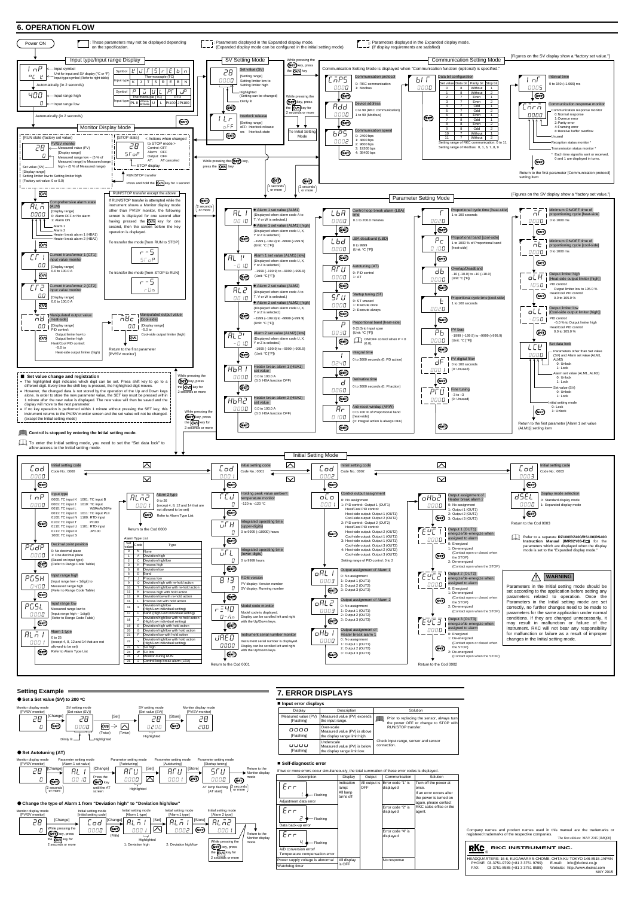# 6. OPERATION FLOW

Power ON

These parameters may not be displayed depending on the specification.

Parameters displayed in the Expanded display mode. (Expanded display mode can be configured in the initial setting mode)

Parameters displayed in the Expanded display mode. (If display requirements are satisfied)

[Figures on the SV display show a "factory set value."]

## Input type/Input range Display

- INP — Input symbol
- Unit for input and SV display (°C or °F)
- Input type symbol (Refer to right table)

| Symbol | K | J | T | S | R | E | B | N |
|---|---|---|---|---|---|---|---|---|
| Input type | Thermocouple (TC) | | | | | | | |

| Symbol | P | W | U | L | PT | JP |
|---|---|---|---|---|---|---|
| Input type | PL II | W5Re/W26Re | U | L | Pt100 | JPt100 |
| | Thermocouple (TC) | | | | RTD | |

Automatically (in 2 seconds)

- 400 — Input range high
- 0 — Input range low

Automatically (in 2 seconds)

## SV Setting Mode

While pressing the SET key, press the R/S key

- Set value (SV) — 20 / 0000
- [Setting range] Setting limiter low to Setting limiter high
- Highlighted (Setting can be changed)
- Dimly lit

While pressing the SET key, press the R/S key for 2 seconds or more

- ILR — Interlock release — oFF
- [Setting range] oFF: Interlock release; on: Interlock state

To Initial Setting Mode

## Communication Setting Mode

Communication Setting Mode is displayed when "Communication function (optional) is specified."

- CMPS — Communication protocol — 0000
  - 0: RKC communication
  - 1: Modbus
- ADD — Device address — 0000
  - 0 to 99 (RKC communication)
  - 1 to 99 (Modbus)
- BPS — Communication speed — 0002
  - 0: 2400 bps
  - 1: 4800 bps
  - 2: 9600 bps
  - 3: 19200 bps
  - 4: 38400 bps
- BIT — Data bit configuration — 0000

| Set value | Data bit | Parity bit | Stop bit |
|---|---|---|---|
| 0 | 8 | Without | 1 |
| 1 | 8 | Without | 2 |
| 2 | 7 | Even | 1 |
| 3 | 7 | Even | 2 |
| 4 | 7 | Odd | 1 |
| 5 | 7 | Odd | 2 |
| 6 | 8 | Even | 1 |
| 7 | 8 | Even | 2 |
| 8 | 8 | Odd | 1 |
| 9 | 8 | Odd | 2 |
| 10 | 7 | Without | 1 |
| 11 | 7 | Without | 2 |

Setting range of RKC communication: 0 to 11
Setting range of Modbus: 0, 1, 6, 7, 8, 9

- INT — Interval time — 0005 — 0 to 150 (×1.666) ms
- CMRM — Communication response monitor — 0000
  - Communication response monitor
  - 0: Normal response
  - 1: Overrun error
  - 2: Parity error
  - 4: Framing error
  - 8: Receive buffer overflow
  - Unused
  - Reception status monitor *
  - Transmission status monitor *
  - \* Each time signal is sent or received, 0 and 1 are displayed in turns.

Return to the first parameter [Communication protocol] setting item

## Monitor Display Mode

[RUN state (factory set value)]

- PV/SV monitor — 20 / 0
  - Measured value (PV) [Display range] Measured range low − (5 % of Measured range) to Measured range high + (5 % of Measured range)
  - Set value (SV) [Display range] Setting limiter low to Setting limiter high (Factory set value: 0 or 0.0)

[STOP state] < Actions when changed to STOP mode >
- Control: OFF
- Alarm: OFF
- Output: OFF
- AT: AT canceled

STOP display

RUN/STOP transfer: Press and hold the R/S key for 1 second

While pressing the SET key, press the R/S key.

RUN/STOP transfer except the above: If RUN/STOP transfer is attempted while the instrument shows a Monitor display mode other than PV/SV monitor, the following screen is displayed for one second after having pressed the R/S key for one second, then the screen before the key operation is displayed.

To transfer the mode [from RUN to STOP]: r-S / SToP

To transfer the mode [from STOP to RUN]: r-S / rUn

- ALM — Comprehensive alarm state (ALM) — 0000
  - [Display range] 0: Alarm OFF or No alarm; 1: Alarm ON
  - Alarm 1, Alarm 2, Heater break alarm 1 (HBA1), Heater break alarm 2 (HBA2)
- CT1 — Current transformer 1 (CT1) input value monitor — 0.0 — [Display range] 0.0 to 100.0 A
- CT2 — Current transformer 2 (CT2) input value monitor — 0.0 — [Display range] 0.0 to 100.0 A
- MV — Manipulated output value [Heat-side] — 0.0
  - [Display range] PID control: Output limiter low to Output limiter high
  - Heat/Cool PID control: −5.0 to Heat-side output limiter (high)
- MVC — Manipulated output value [Cool-side] — 0.0
  - [Display range] −5.0 to Cool-side output limiter (high)

Return to the first parameter [PV/SV monitor]

### ■ Set value change and registration

- The highlighted digit indicates which digit can be set. Press shift key to go to a different digit. Every time the shift key is pressed, the highlighted digit moves.
- However, the changed data is not stored by the operation of the Up and Down keys alone. In order to store the new parameter value, the SET key must be pressed within 1 minute after the new value is displayed. The new value will then be saved and the display will move to the next parameter.
- If no key operation is performed within 1 minute without pressing the SET key, this instrument returns to the PV/SV monitor screen and the set value will not be changed. (except the Initial setting mode)

**Control is stopped by entering the Initial setting mode.**

To enter the Initial setting mode, you need to set the "Set data lock" to allow access to the Initial setting mode.

## Parameter Setting Mode

[Figures on the SV display show a "factory set value."]

(2 seconds or more)

- AL1 — Alarm 1 set value (ALM1) — 0010
  - (Displayed when alarm code A to T, V or W is selected.)
  - ● Alarm 1 set value (ALM1) [high] (Displayed when alarm code U, X, Y or Z is selected.)
  - −1999 (−199.9) to +9999 (+999.9) (Unit: °C [°F])
- AL1' — Alarm 1 set value (ALM1) [low] — −0010
  - (Displayed when alarm code U, X, Y or Z is selected.)
  - −1999 (−199.9) to +9999 (+999.9) (Unit: °C [°F])
- AL2 — ● Alarm 2 set value (ALM2) — 0010
  - (Displayed when alarm code A to T, V or W is selected.)
  - ● Alarm 2 set value (ALM2) [high] (Displayed when alarm code U, X, Y or Z is selected.)
  - −1999 (−199.9) to +9999 (+999.9) (Unit: °C [°F])
- AL2' — Alarm 2 set value (ALM2) [low] — −0010
  - (Displayed when alarm code U, X, Y or Z is selected.)
  - −1999 (−199.9) to +9999 (+999.9) (Unit: °C [°F])
- HBA1 — Heater break alarm 1 (HBA1) set value — 0000 — 0.0 to 100.0 A (0.0: HBA function OFF)
- HBA2 — Heater break alarm 2 (HBA2) set value — 0000 — 0.0 to 100.0 A (0.0: HBA function OFF)
- LBA — Control loop break alarm (LBA) time — 0080 — 0.1 to 200.0 minutes
- LBD — LBA deadband (LBD) — 0000 — 0 to 9999 (Unit: °C [°F])
- ATU — Autotuning (AT) — 0000 — 0: PID control; 1: AT
- STU — Startup tuning (ST) — 0000 — 0: ST unused; 1: Execute once; 2: Execute always
- P — Proportional band [heat-side] — 0030 — 0 (0.0) to Input span (Unit: °C [°F]) — ON/OFF control when P = 0 (0.0).
- I — Integral time — 0240 — 0 to 3600 seconds (0: PD action)
- D — Derivative time — 0060 — 0 to 3600 seconds (0: PI action)
- AR — Anti-reset windup (ARW) — 0100 — 0 to 100 % of Proportional band [heat-side] (0: Integral action is always OFF)
- T — Proportional cycle time [heat-side] — 0020 — 1 to 100 seconds
- PC — Proportional band [cool-side] — 0100 — 1 to 1000 % of Proportional band [heat-side]
- DB — Overlap/Deadband — 0000 — −10 (−10.0) to +10 (+10.0) (Unit: °C [°F])
- T — Proportional cycle time [cool-side] — 0020 — 1 to 100 seconds
- PB — PV bias — 0000 — −1999 (−199.9) to +9999 (+999.9) (Unit: °C [°F])
- DF — PV digital filter — 0001 — 0 to 100 seconds (0: Unused)
- PFU — Fine tuning — 0000 — −3 to +3 (0: Unused)
- NT — Minimum ON/OFF time of proportioning cycle [heat-side] — 0000 — 0 to 1000 ms
- NT — Minimum ON/OFF time of proportioning cycle [cool-side] — 0000 — 0 to 1000 ms
- OLH — Output limiter high [Heat-side output limiter (high)] — 1050
  - PID control: Output limiter low to 105.0 %
  - Heat/Cool PID control: 0.0 to 105.0 %
- OLL — Output limiter low [Cool-side output limiter (high)] — −050
  - PID control: −5.0 % to Output limiter high
  - Heat/Cool PID control: 0.0 to 105.0 %
- LCK — Set data lock — 0000
  - Parameters other than Set value (SV) and Alarm set value (ALM1, ALM2): 0: Unlock; 1: Lock
  - Alarm set value (ALM1, ALM2): 0: Unlock; 1: Lock
  - Set value (SV): 0: Unlock; 1: Lock
  - Initial setting mode: 0: Lock; 1: Unlock

Return to the first parameter [Alarm 1 set value (ALM1)] setting item

## Initial Setting Mode

- Cod — Initial setting code — Code No.: 0000
- INP — Input type — 0000
  - 0000: TC input K; 1001: TC input B
  - 0001: TC input J; 1010: TC input W5Re/W26Re
  - 0010: TC input L; 1011: TC input PLII
  - 0011: TC input E; 1100: RTD input Pt100
  - 0100: TC input N; 1101: RTD input JPt100
  - 0101: TC input T
  - 0110: TC input U
  - 0111: TC input R
  - 1000: TC input S
- PGDP — Decimal point position — 0000
  - 0: No decimal place
  - 1: One decimal place
  - (Based on input type) (Refer to Range Code Table)
- PGSH — Input range high — 0400
  - (Input range low + 1digit) to Measured range high (Refer to Range Code Table)
- PGSL — Input range low — 0000
  - Measured range low to (Input range high − 1digit) (Refer to Range Code Table)
- ALM1 — Alarm 1 type — 0001
  - 0 to 25 (except 4, 8, 12 and 14 that are not allowed to be set)
  - Refer to Alarm Type List
- ALM2 — Alarm 2 type — 0001
  - 0 to 26 (except 4, 8, 12 and 14 that are not allowed to be set)
  - Refer to Alarm Type List

Return to the Cod 0000

Alarm Type List

| Set value | Code | Type |
|---|---|---|
| 0 | N | None |
| 1 | A | Deviation high/low |
| 2 | C | Deviation high |
| 3 | H | Process high |
| 5 | B | Deviation low |
| 6 | D | Band |
| 7 | J | Process low |
| 9 | Q | Deviation high/low with re-hold action |
| 10 | E | Deviation high with re-hold action |
| 11 | K | Process high with hold action |
| 13 | R | Deviation low with re-hold action |
| 15 | L | Process low with hold action |
| 16 | X | Deviation high/low (High/Low individual setting) |
| 17 | U | Band (High/Low individual setting) |
| 18 | Z | Deviation high/low with re-hold action (High/Low individual setting) |
| 19 | E | Deviation high with hold action |
| 20 | G | Deviation high/low with hold action |
| 21 | F | Deviation low with hold action |
| 22 | Y | Deviation high/low with hold action (High/Low individual setting) |
| 23 | V | SV high |
| 24 | W | SV low |
| 25 | 4 | Monitor during RUN |
| 26 | 2 | Control loop break alarm (LBA) |

- Cod — Initial setting code — Code No.: 0001
- TCJ — Holding peak value ambient temperature monitor — 0 — −120 to +120 °C
- WTH — Integrated operating time (upper-digits) — 0 — 0 to 9999 (×10000) hours
- WTL — Integrated operating time (lower-digits) — 0 — 0 to 9999 hours
- ROM version — 813 / 0 — PV display: Version number; SV display: Running number
- Model code monitor — Model code is displayed. Display can be scrolled left and right with the Up/Down keys.
- Instrument serial number monitor — Instrument serial number is displayed. Display can be scrolled left and right with the Up/Down keys.

Return to the Cod 0001

- Cod — Initial setting code — Code No.: 0002
- OCO — Control output assignment — 0001
  - 0: No assignment
  - 1: PID control: Output 1 (OUT1); Heat/Cool PID control: Heat-side output: Output 1 (OUT1), Cool-side output: Output 2 (OUT2)
  - 2: PID control: Output 2 (OUT2); Heat/Cool PID control: Heat-side output: Output 2 (OUT2), Cool-side output: Output 1 (OUT1)
  - 3: Heat-side output: Output 1 (OUT1), Cool-side output: Output 3 (OUT3)
  - 4: Heat-side output: Output 2 (OUT2), Cool-side output: Output 3 (OUT3)
  - Setting range of PID control: 0 to 2
- OAL1 — Output assignment of Alarm 1 — 0003
  - 0: No assignment; 1: Output 1 (OUT1); 2: Output 2 (OUT2); 3: Output 3 (OUT3)
- OAL2 — Output assignment of Alarm 2 — 0003
  - 0: No assignment; 1: Output 1 (OUT1); 2: Output 2 (OUT2); 3: Output 3 (OUT3)
- OHB1 — Output assignment of Heater break alarm 1 — 0000
  - 0: No assignment; 1: Output 1 (OUT1); 2: Output 2 (OUT2); 3: Output 3 (OUT3)
- OHB2 — Output assignment of Heater break alarm 2 — 0000
  - 0: No assignment; 1: Output 1 (OUT1); 2: Output 2 (OUT2); 3: Output 3 (OUT3)
- EYC1 — Output 1 (OUT1) energize/de-energize when assigned to alarm — 0000
  - 0: Energized
  - 1: De-energized (Contact open or closed when the STOP)
  - 2: De-energized (Contact open when the STOP)
- EYC2 — Output 2 (OUT2) energize/de-energize when assigned to alarm — 0000
  - 0: Energized
  - 1: De-energized (Contact open or closed when the STOP)
  - 2: De-energized (Contact open when the STOP)
- EYC3 — Output 3 (OUT3) energize/de-energize when assigned to alarm — 0000
  - 0: Energized
  - 1: De-energized (Contact open or closed when the STOP)
  - 2: De-energized (Contact open when the STOP)

Return to the Cod 0002

- Cod — Initial setting code — Code No.: 0003
- DSEL — Display mode selection — 0000
  - 0: Standard display mode
  - 1: Expanded display mode

Return to the Cod 0003

Refer to a separate **RZ100/RZ400/RS100/RS400 Instruction Manual (IMR02Y03-E□)** for the parameters which are displayed when the display mode is set to the "Expanded display mode."

**⚠ WARNING**

Parameters in the Initial setting mode should be set according to the application before setting any parameters related to operation. Once the Parameters in the Initial setting mode are set correctly, no further changes need to be made to parameters for the same application under normal conditions. If they are changed unnecessarily, it may result in malfunction or failure of the instrument. RKC will not bear any responsibility for malfunction or failure as a result of improper changes in the Initial setting mode.

## Setting Example

### ● Set a Set value (SV) to 200 °C

Monitor display mode [PV/SV monitor] 20 / 0 → [Change] SET → SV setting mode [Set value (SV)] 20 / 0000 (Dimly lit, Highlighted) → R/S (Twice) → ∧ (Twice) → [Set] 20 / 0200 (Highlighted) → [Store] SET → Monitor display mode [PV/SV monitor] 20 / 200

### ● Set Autotuning (AT)

Monitor display mode [PV/SV monitor] 20 / 0 → [Change] SET (2 seconds or more) → Parameter setting mode [Alarm 1 set value] AL1 / 0010 → [Change] Press the SET key until the AT screen → Parameter setting mode [Autotuning] ATU / 0000 (Highlighted) → ∧ → Parameter setting mode [Autotuning] ATU / 0001 → [Store] SET (AT lamp flashing [AT start]) → Parameter setting mode [Startup tuning] STU / 0000 → SET (2 seconds or more) → Return to the Monitor display mode

### ● Change the type of Alarm 1 from "Deviation high" to "Deviation high/low"

Monitor display mode [PV/SV monitor] 20 / 0 → [Change] While pressing the SET key, press the R/S key for 2 seconds or more → Initial setting mode [Initial setting code] Cod / 0000 → [Change] SET (Fifth) → Initial setting mode [Alarm 1 type] ALM1 / 0001 (Highlighted; 1: Deviation high) → ∧ → [Set] Initial setting mode [Alarm 1 type] ALM1 / 0002 (2: Deviation high/low) → [Store] SET → Initial setting mode [Alarm 2 type] ALM2 / 0001 → While pressing the SET key, press the R/S key for 2 seconds or more → Return to the Monitor display mode

# 7. ERROR DISPLAYS

### ■ Input error displays

| Display | Description | Solution |
|---|---|---|
| Measured value (PV) [Flashing] | Measured value (PV) exceeds the input range. | Prior to replacing the sensor, always turn the power OFF or change to STOP with RUN/STOP transfer. Check input type, input range and sensor and sensor connection. |
| oooo [Flashing] | Over-scale: Measured value (PV) is above the display range limit high. | |
| uuuu [Flashing] | Underscale: Measured value (PV) is below the display range limit low. | |

### ■ Self-diagnostic error

If two or more errors occur simultaneously, the total summation of these error codes is displayed.

| Description | Display | Output | Communication | Solution |
|---|---|---|---|---|
| Err 1 (Flashing) — Adjustment data error | Indication lamp: All lamp turns off | All output is OFF | Error code "1" is displayed | Turn off the power at once. If an error occurs after the power is turned on again, please contact RKC sales office or the agent. |
| Err 2 (Flashing) — Data back-up error | | | Error code "2" is displayed | |
| Err 4 (Flashing) — A/D conversion error/ Temperature compensation error | | | Error code "4" is displayed | |
| Power supply voltage is abnormal / Watchdog timer | All display is OFF | | No response | |

Company names and product names used in this manual are the trademarks or registered trademarks of the respective companies.

The first edition: MAY 2015 [IMQ00]

**RKC INSTRUMENT INC.**

HEADQUARTERS: 16-6, KUGAHARA 5-CHOME, OHTA-KU TOKYO 146-8515 JAPAN
PHONE: 03-3751-9799 (+81 3 3751 9799) E-mail: info@rkcinst.co.jp
FAX: 03-3751-8585 (+81 3 3751 8585) Website: http://www.rkcinst.com

MAY 2015